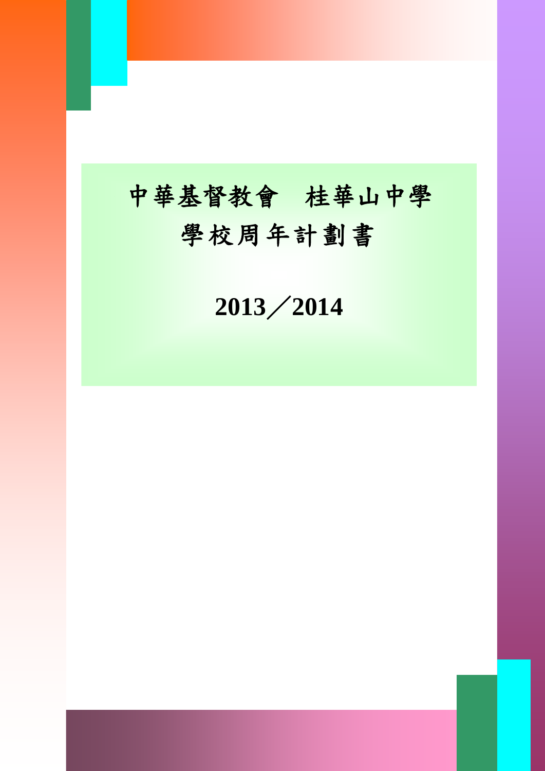# 中華基督教會　桂華山中學
# 學校周年計劃書

# 2013／2014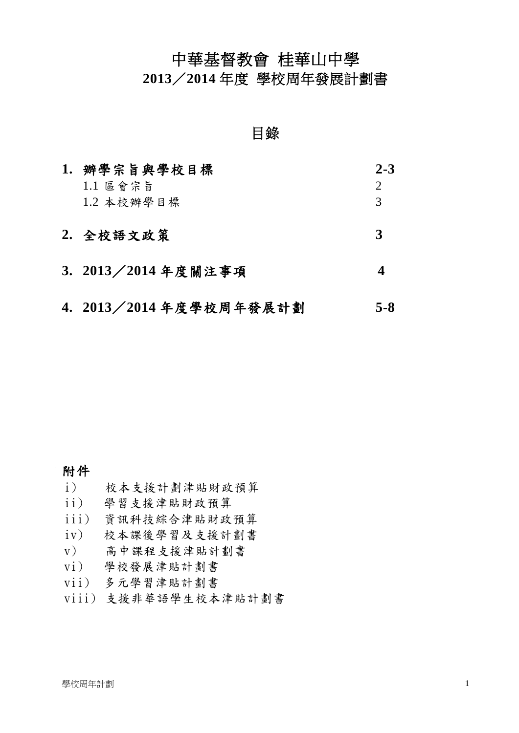# 中華基督教會 桂華山中學
# 2013／2014 年度 學校周年發展計劃書

## 目錄

| | |
|---|---|
| **1. 辦學宗旨與學校目標** | **2-3** |
| 1.1 區會宗旨 | 2 |
| 1.2 本校辦學目標 | 3 |
| **2. 全校語文政策** | **3** |
| **3. 2013／2014 年度關注事項** | **4** |
| **4. 2013／2014 年度學校周年發展計劃** | **5-8** |

**附件**

i） 校本支援計劃津貼財政預算
ii） 學習支援津貼財政預算
iii） 資訊科技綜合津貼財政預算
iv） 校本課後學習及支援計劃書
v） 高中課程支援津貼計劃書
vi） 學校發展津貼計劃書
vii） 多元學習津貼計劃書
viii） 支援非華語學生校本津貼計劃書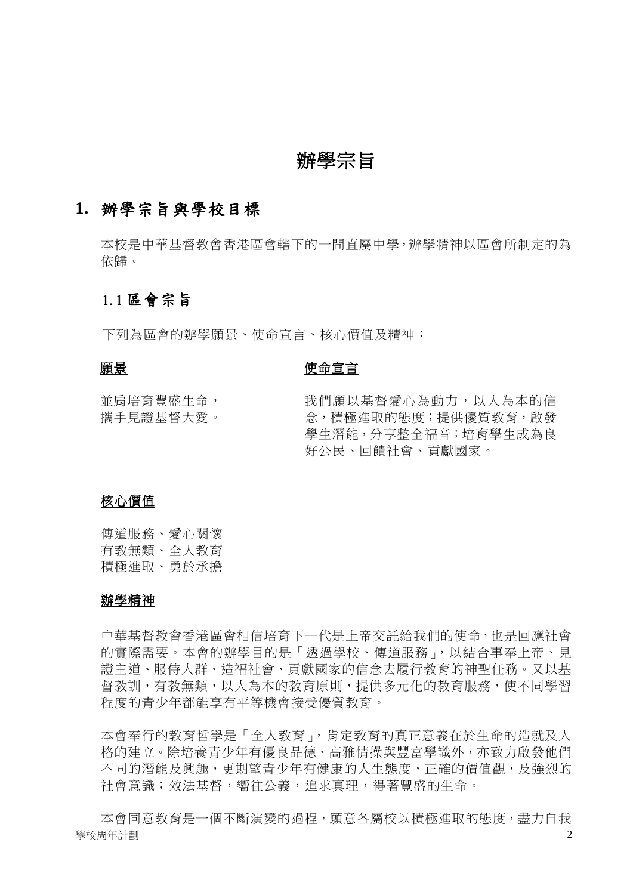# 辦學宗旨

## 1. 辦學宗旨與學校目標

本校是中華基督教會香港區會轄下的一間直屬中學，辦學精神以區會所制定的為依歸。

### 1.1 區會宗旨

下列為區會的辦學願景、使命宣言、核心價值及精神：

**願景**

並肩培育豐盛生命，
攜手見證基督大愛。

**使命宣言**

我們願以基督愛心為動力，以人為本的信念，積極進取的態度；提供優質教育，啟發學生潛能，分享整全福音；培育學生成為良好公民、回饋社會、貢獻國家。

**核心價值**

傳道服務、愛心關懷
有教無類、全人教育
積極進取、勇於承擔

**辦學精神**

中華基督教會香港區會相信培育下一代是上帝交託給我們的使命，也是回應社會的實際需要。本會的辦學目的是「透過學校、傳道服務」，以結合事奉上帝、見證主道、服侍人群、造福社會、貢獻國家的信念去履行教育的神聖任務。又以基督教訓，有教無類，以人為本的教育原則，提供多元化的教育服務，使不同學習程度的青少年都能享有平等機會接受優質教育。

本會奉行的教育哲學是「全人教育」，肯定教育的真正意義在於生命的造就及人格的建立。除培養青少年有優良品德、高雅情操與豐富學識外，亦致力啟發他們不同的潛能及興趣，更期望青少年有健康的人生態度，正確的價值觀，及強烈的社會意識；效法基督，嚮往公義，追求真理，得著豐盛的生命。

本會同意教育是一個不斷演變的過程，願意各屬校以積極進取的態度，盡力自我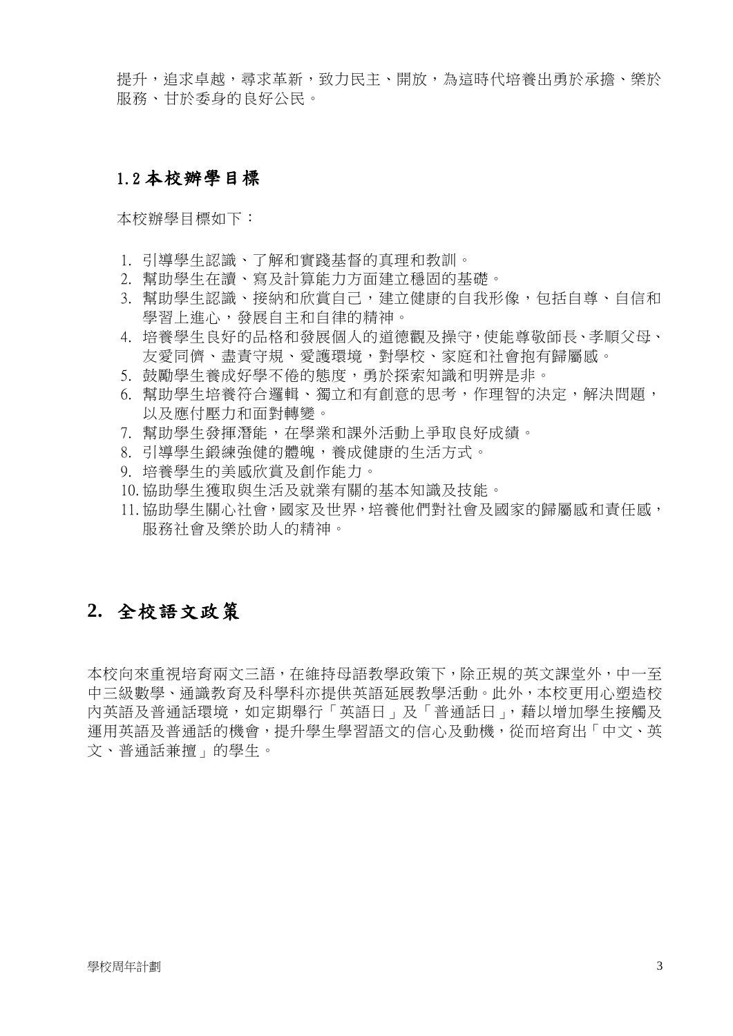提升，追求卓越，尋求革新，致力民主、開放，為這時代培養出勇於承擔、樂於服務、甘於委身的良好公民。

### 1.2 本校辦學目標

本校辦學目標如下：

1. 引導學生認識、了解和實踐基督的真理和教訓。
2. 幫助學生在讀、寫及計算能力方面建立穩固的基礎。
3. 幫助學生認識、接納和欣賞自己，建立健康的自我形像，包括自尊、自信和學習上進心，發展自主和自律的精神。
4. 培養學生良好的品格和發展個人的道德觀及操守，使能尊敬師長、孝順父母、友愛同儕、盡責守規、愛護環境，對學校、家庭和社會抱有歸屬感。
5. 鼓勵學生養成好學不倦的態度，勇於探索知識和明辨是非。
6. 幫助學生培養符合邏輯、獨立和有創意的思考，作理智的決定，解決問題，以及應付壓力和面對轉變。
7. 幫助學生發揮潛能，在學業和課外活動上爭取良好成績。
8. 引導學生鍛練強健的體魄，養成健康的生活方式。
9. 培養學生的美感欣賞及創作能力。
10. 協助學生獲取與生活及就業有關的基本知識及技能。
11. 協助學生關心社會，國家及世界，培養他們對社會及國家的歸屬感和責任感，服務社會及樂於助人的精神。

## 2. 全校語文政策

本校向來重視培育兩文三語，在維持母語教學政策下，除正規的英文課堂外，中一至中三級數學、通識教育及科學科亦提供英語延展教學活動。此外，本校更用心塑造校內英語及普通話環境，如定期舉行「英語日」及「普通話日」，藉以增加學生接觸及運用英語及普通話的機會，提升學生學習語文的信心及動機，從而培育出「中文、英文、普通話兼擅」的學生。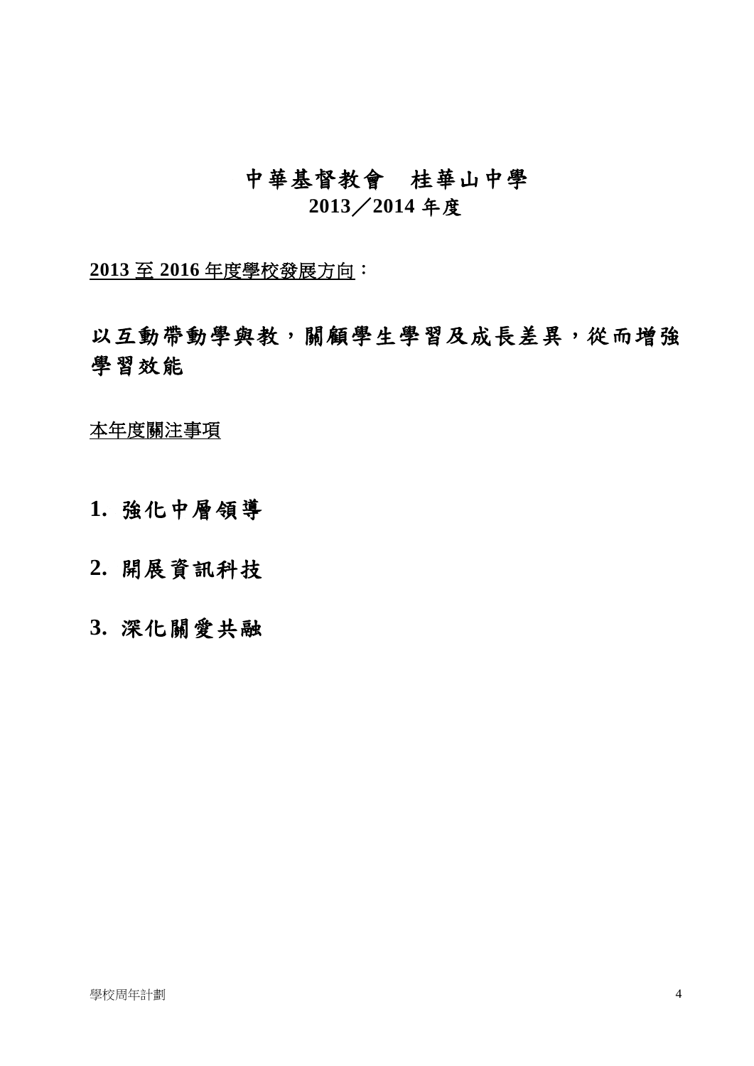# 中華基督教會　桂華山中學
## 2013／2014 年度

**2013 至 2016 年度學校發展方向**：

## 以互動帶動學與教，關顧學生學習及成長差異，從而增強學習效能

本年度關注事項

## 1. 強化中層領導

## 2. 開展資訊科技

## 3. 深化關愛共融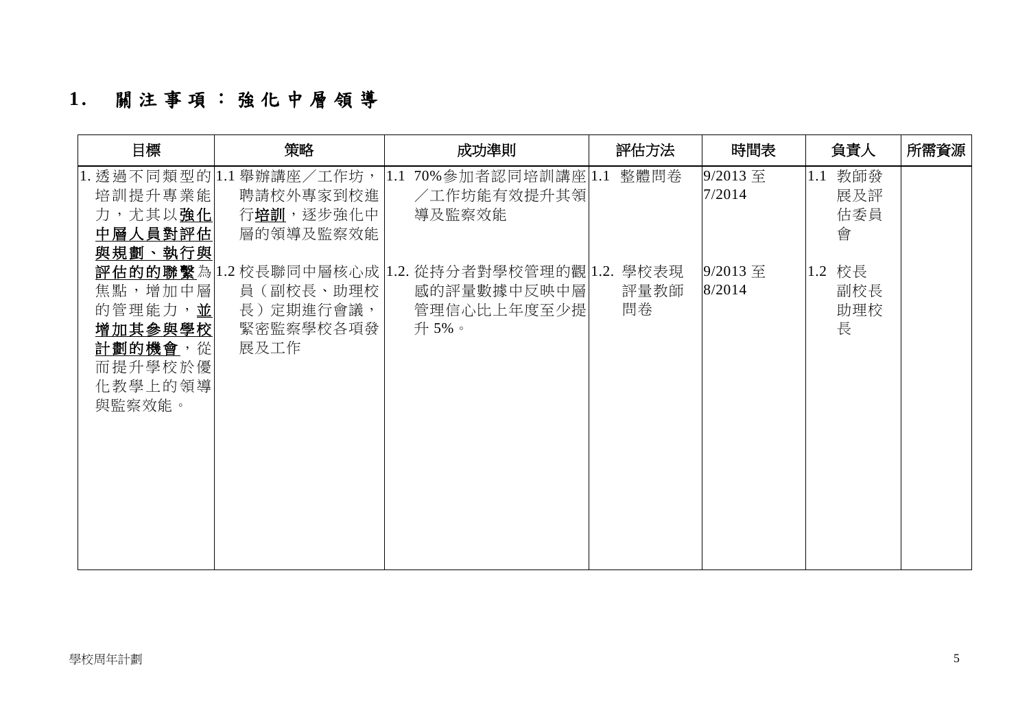## 1. 關注事項：強化中層領導

| 目標 | 策略 | 成功準則 | 評估方法 | 時間表 | 負責人 | 所需資源 |
|---|---|---|---|---|---|---|
| 1. 透過不同類型的培訓提升專業能力，尤其以**強化中層人員對評估與規劃、執行與評估的的聯繫**為焦點，增加中層的管理能力，**並增加其參與學校計劃的機會**，從而提升學校於優化教學上的領導與監察效能。 | 1.1 舉辦講座／工作坊，聘請校外專家到校進行**培訓**，逐步強化中層的領導及監察效能 | 1.1 70%參加者認同培訓講座／工作坊能有效提升其領導及監察效能 | 1.1 整體問卷 | 9/2013 至 7/2014 | 1.1 教師發展及評估委員會 | |
| | 1.2 校長聯同中層核心成員（副校長、助理校長）定期進行會議，緊密監察學校各項發展及工作 | 1.2. 從持分者對學校管理的觀感的評量數據中反映中層管理信心比上年度至少提升 5%。 | 1.2. 學校表現評量教師問卷 | 9/2013 至 8/2014 | 1.2 校長 副校長 助理校長 | |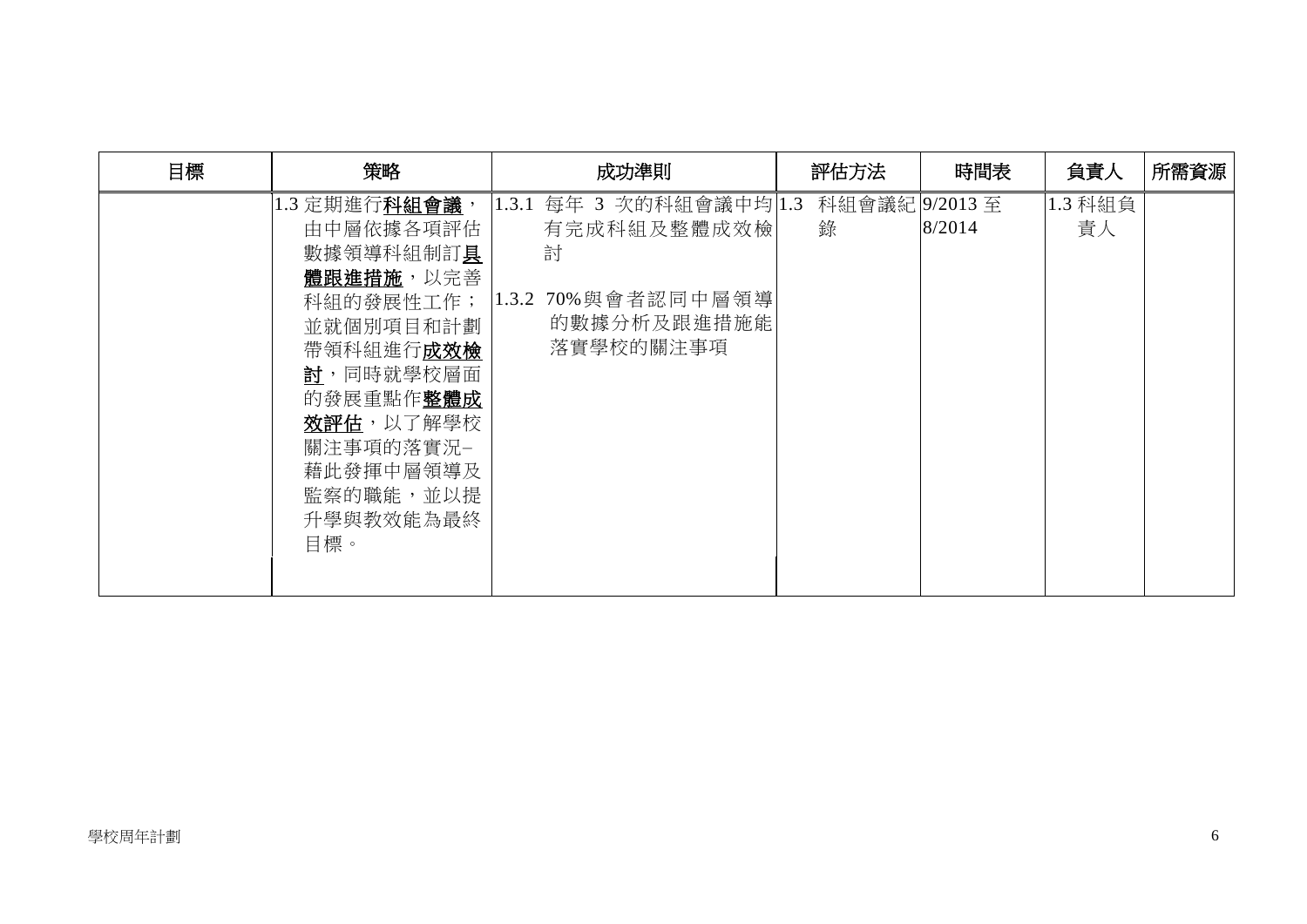| 目標 | 策略 | 成功準則 | 評估方法 | 時間表 | 負責人 | 所需資源 |
|---|---|---|---|---|---|---|
| | 1.3 定期進行**<u>科組會議</u>**，由中層依據各項評估數據領導科組制訂**<u>具體跟進措施</u>**，以完善科組的發展性工作；並就個別項目和計劃帶領科組進行**<u>成效檢討</u>**，同時就學校層面的發展重點作**<u>整體成效評估</u>**，以了解學校關注事項的落實況－藉此發揮中層領導及監察的職能，並以提升學與教效能為最終目標。 | 1.3.1 每年 3 次的科組會議中均有完成科組及整體成效檢討<br><br>1.3.2 70%與會者認同中層領導的數據分析及跟進措施能落實學校的關注事項 | 1.3 科組會議紀錄 | 9/2013 至 8/2014 | 1.3 科組負責人 | |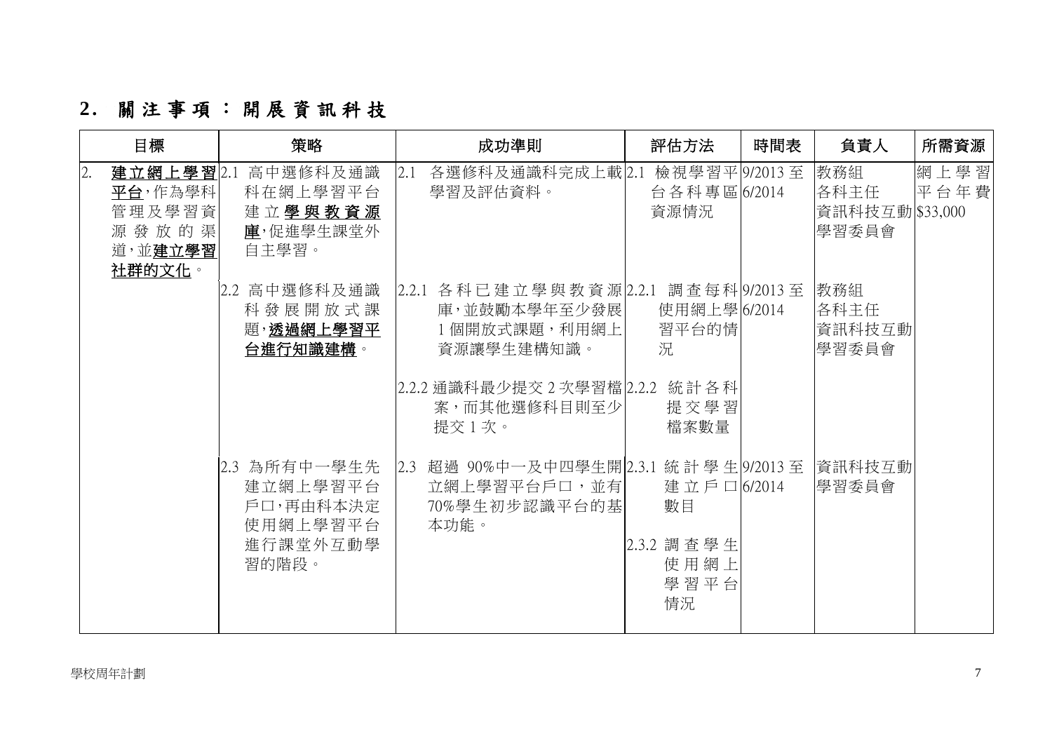## 2. 關注事項：開展資訊科技

| 目標 | 策略 | 成功準則 | 評估方法 | 時間表 | 負責人 | 所需資源 |
|---|---|---|---|---|---|---|
| 2. **建立網上學習平台**，作為學科管理及學習資源發放的渠道，並**建立學習社群的文化**。 | 2.1 高中選修科及通識科在網上學習平台建立**學與教資源庫**，促進學生課堂外自主學習。 | 2.1 各選修科及通識科完成上載學習及評估資料。 | 2.1 檢視學習平台各科專區資源情況 | 9/2013 至 6/2014 | 教務組<br>各科主任<br>資訊科技互動學習委員會 | 網上學習平台年費 $33,000 |
| | 2.2 高中選修科及通識科發展開放式課題，**透過網上學習平台進行知識建構**。 | 2.2.1 各科已建立學與教資源庫，並鼓勵本學年至少發展 1 個開放式課題，利用網上資源讓學生建構知識。 | 2.2.1 調查每科使用網上學習平台的情況 | 9/2013 至 6/2014 | 教務組<br>各科主任<br>資訊科技互動學習委員會 | |
| | | 2.2.2 通識科最少提交 2 次學習檔案，而其他選修科目則至少提交 1 次。 | 2.2.2 統計各科提交學習檔案數量 | | | |
| | 2.3 為所有中一學生先建立網上學習平台戶口，再由科本決定使用網上學習平台進行課堂外互動學習的階段。 | 2.3 超過 90%中一及中四學生開立網上學習平台戶口，並有 70%學生初步認識平台的基本功能。 | 2.3.1 統計學生建立戶口數目<br>2.3.2 調查學生使用網上學習平台情況 | 9/2013 至 6/2014 | 資訊科技互動學習委員會 | |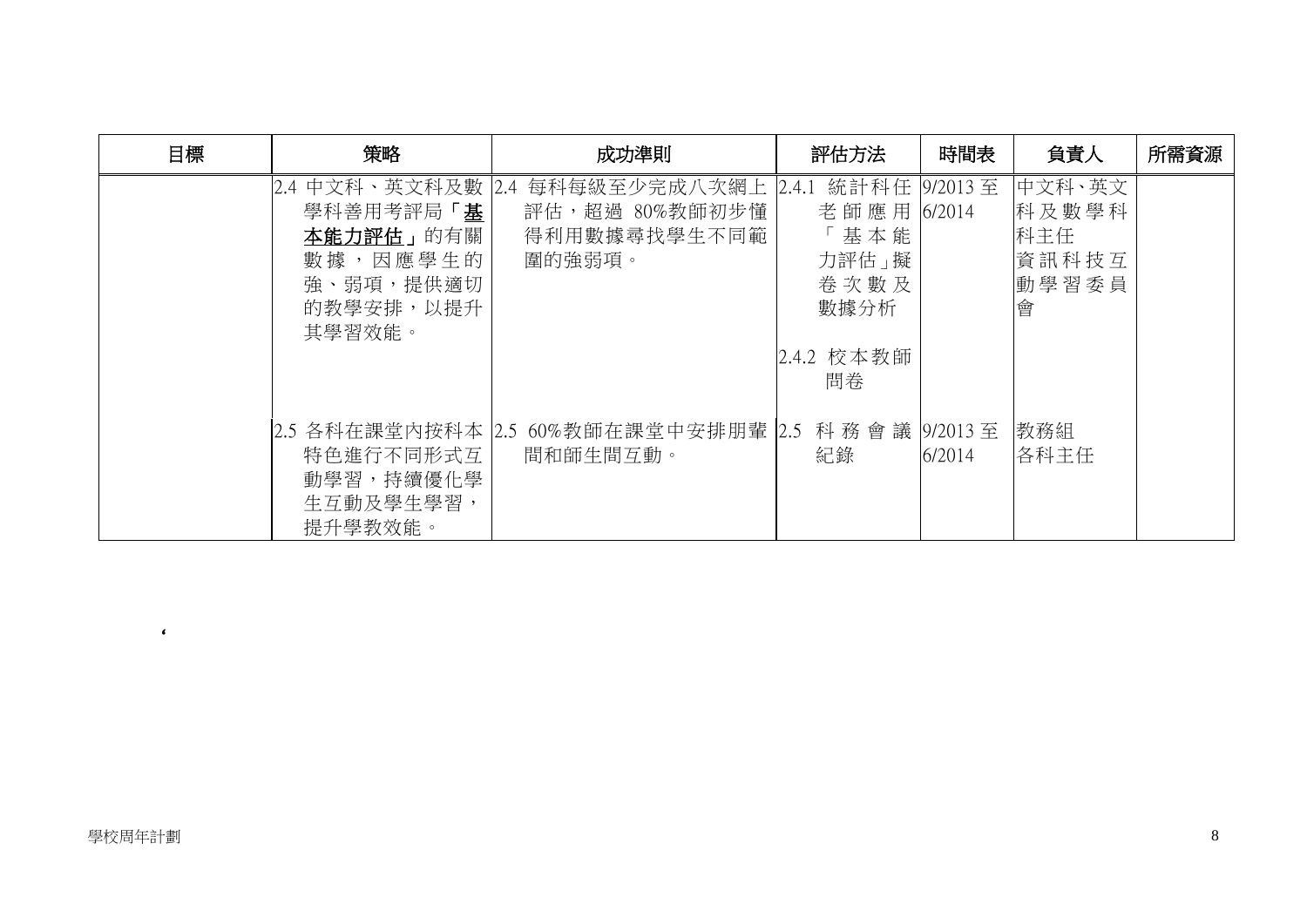| 目標 | 策略 | 成功準則 | 評估方法 | 時間表 | 負責人 | 所需資源 |
|---|---|---|---|---|---|---|
| | 2.4 中文科、英文科及數學科善用考評局「**基本能力評估**」的有關數據，因應學生的強、弱項，提供適切的教學安排，以提升其學習效能。 | 2.4 每科每級至少完成八次網上評估，超過 80%教師初步懂得利用數據尋找學生不同範圍的強弱項。 | 2.4.1 統計科任老師應用「基本能力評估」擬卷次數及數據分析<br><br>2.4.2 校本教師問卷 | 9/2013 至 6/2014 | 中文科、英文科及數學科科主任<br>資訊科技互動學習委員會 | |
| | 2.5 各科在課堂內按科本特色進行不同形式互動學習，持續優化學生互動及學生學習，提升學教效能。 | 2.5 60%教師在課堂中安排朋輩間和師生間互動。 | 2.5 科務會議紀錄 | 9/2013 至 6/2014 | 教務組<br>各科主任 | |

‘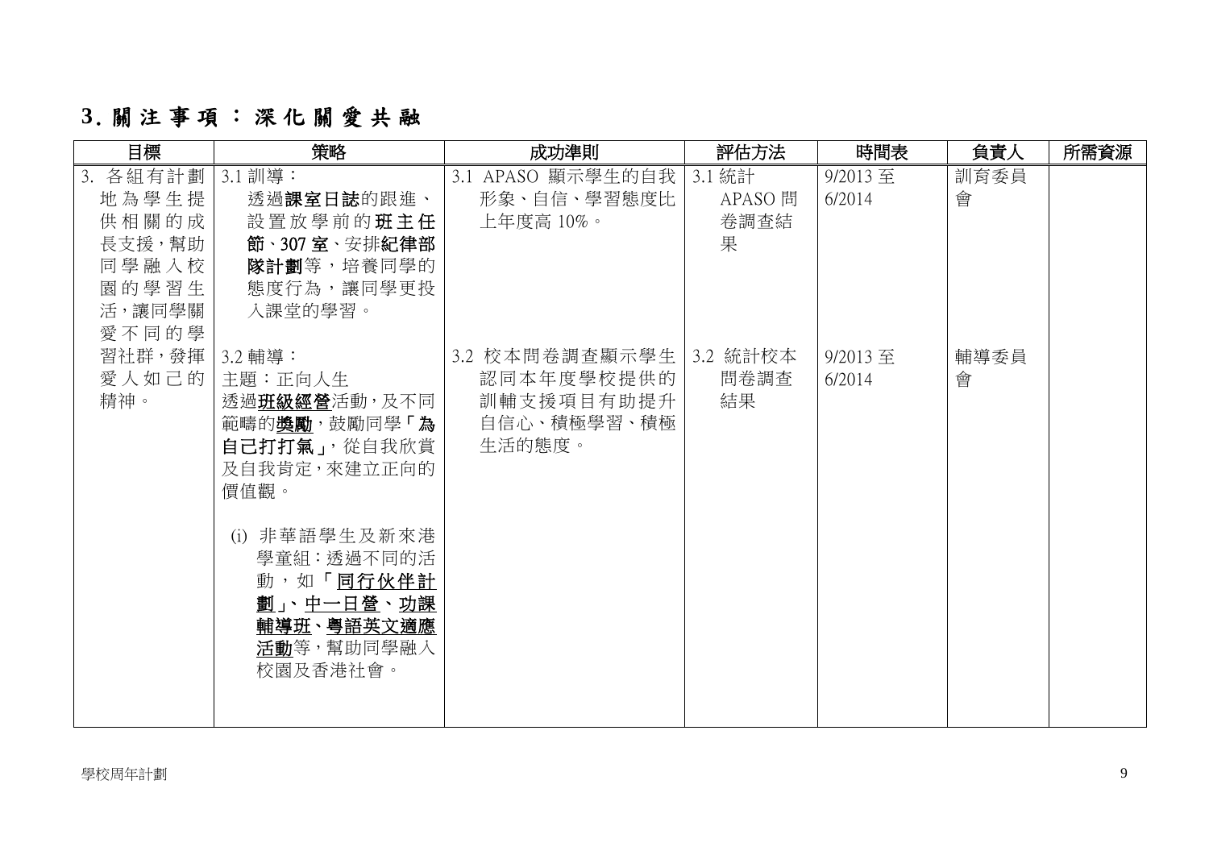## 3. 關注事項：深化關愛共融

| 目標 | 策略 | 成功準則 | 評估方法 | 時間表 | 負責人 | 所需資源 |
|---|---|---|---|---|---|---|
| 3. 各組有計劃地為學生提供相關的成長支援，幫助同學融入校園的學習生活，讓同學關愛不同的學習社群，發揮愛人如己的精神。 | 3.1 訓導：<br>透過**課室日誌**的跟進、設置放學前的**班主任節**、**307 室**、安排**紀律部隊計劃**等，培養同學的態度行為，讓同學更投入課堂的學習。 | 3.1 APASO 顯示學生的自我形象、自信、學習態度比上年度高 10%。 | 3.1 統計 APASO 問卷調查結果 | 9/2013 至 6/2014 | 訓育委員會 | |
| | 3.2 輔導：<br>主題：正向人生<br>透過**班級經營**活動，及不同範疇的**獎勵**，鼓勵同學「**為自己打打氣**」，從自我欣賞及自我肯定，來建立正向的價值觀。<br><br>(i) 非華語學生及新來港學童組：透過不同的活動，如「**同行伙伴計劃**」、**中一日營**、**功課輔導班**、**粵語英文適應活動**等，幫助同學融入校園及香港社會。 | 3.2 校本問卷調查顯示學生認同本年度學校提供的訓輔支援項目有助提升自信心、積極學習、積極生活的態度。 | 3.2 統計校本問卷調查結果 | 9/2013 至 6/2014 | 輔導委員會 | |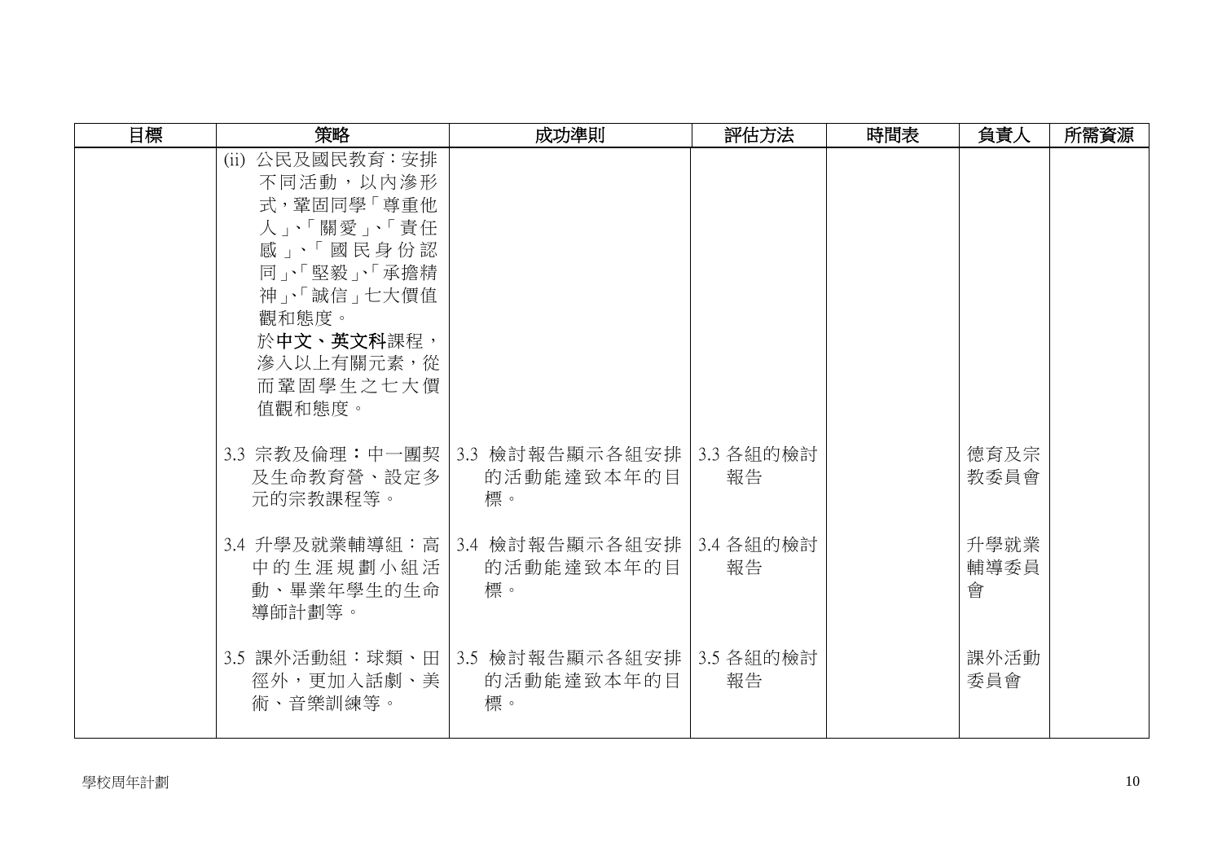| 目標 | 策略 | 成功準則 | 評估方法 | 時間表 | 負責人 | 所需資源 |
|---|---|---|---|---|---|---|
| | (ii) 公民及國民教育：安排不同活動，以內滲形式，鞏固同學「尊重他人」、「關愛」、「責任感」、「國民身份認同」、「堅毅」、「承擔精神」、「誠信」七大價值觀和態度。<br>於**中文、英文科**課程，滲入以上有關元素，從而鞏固學生之七大價值觀和態度。 | | | | | |
| | 3.3 宗教及倫理**：**中一團契及生命教育營、設定多元的宗教課程等。 | 3.3 檢討報告顯示各組安排的活動能達致本年的目標。 | 3.3 各組的檢討報告 | | 德育及宗教委員會 | |
| | 3.4 升學及就業輔導組：高中的生涯規劃小組活動、畢業年學生的生命導師計劃等。 | 3.4 檢討報告顯示各組安排的活動能達致本年的目標。 | 3.4 各組的檢討報告 | | 升學就業輔導委員會 | |
| | 3.5 課外活動組：球類、田徑外，更加入話劇、美術、音樂訓練等。 | 3.5 檢討報告顯示各組安排的活動能達致本年的目標。 | 3.5 各組的檢討報告 | | 課外活動委員會 | |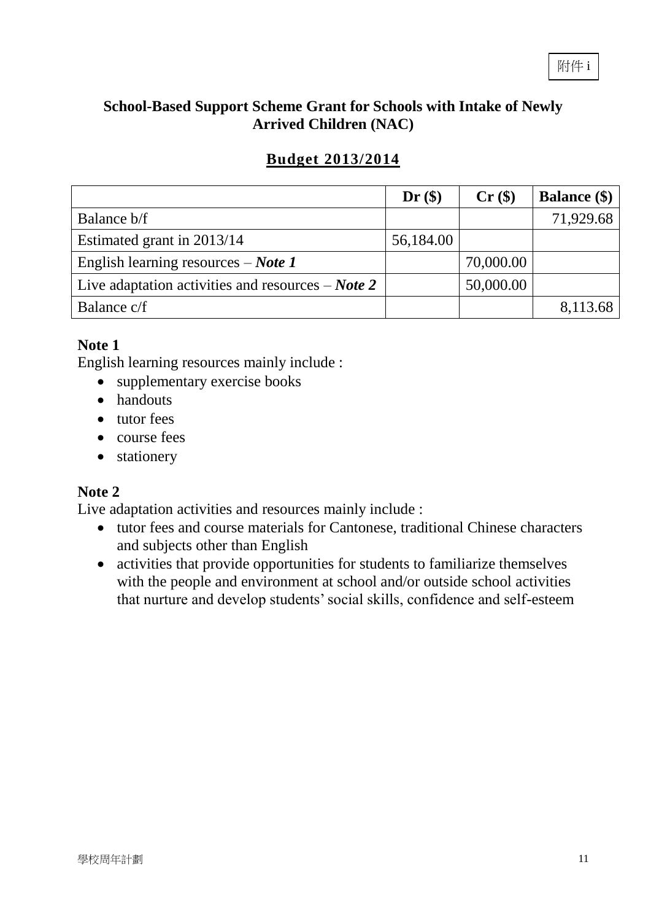附件 i

## School-Based Support Scheme Grant for Schools with Intake of Newly Arrived Children (NAC)

### Budget 2013/2014

| | Dr ($) | Cr ($) | Balance ($) |
|---|---|---|---|
| Balance b/f | | | 71,929.68 |
| Estimated grant in 2013/14 | 56,184.00 | | |
| English learning resources – ***Note 1*** | | 70,000.00 | |
| Live adaptation activities and resources – ***Note 2*** | | 50,000.00 | |
| Balance c/f | | | 8,113.68 |

**Note 1**

English learning resources mainly include :

- supplementary exercise books
- handouts
- tutor fees
- course fees
- stationery

**Note 2**

Live adaptation activities and resources mainly include :

- tutor fees and course materials for Cantonese, traditional Chinese characters and subjects other than English
- activities that provide opportunities for students to familiarize themselves with the people and environment at school and/or outside school activities that nurture and develop students' social skills, confidence and self-esteem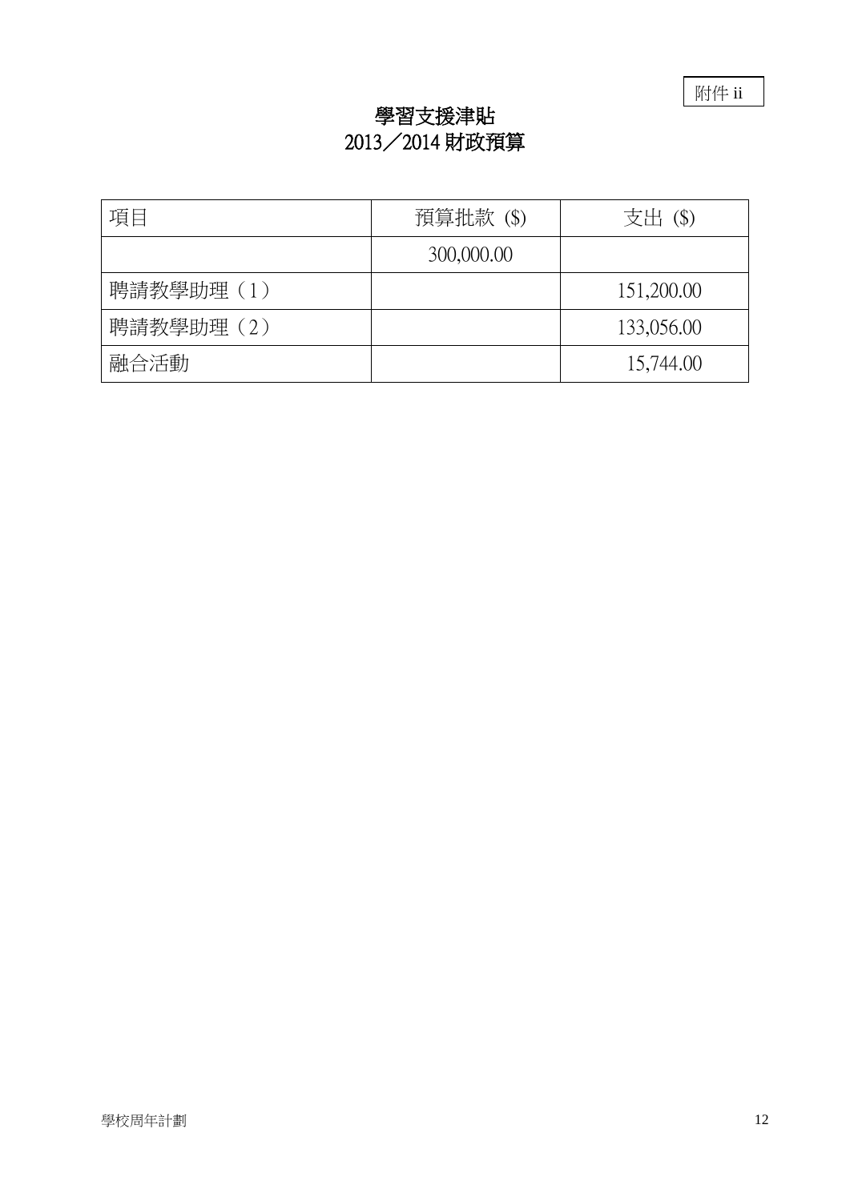附件 ii

# 學習支援津貼
# 2013／2014 財政預算

| 項目 | 預算批款 ($) | 支出 ($) |
|---|---|---|
| | 300,000.00 | |
| 聘請教學助理（1） | | 151,200.00 |
| 聘請教學助理（2） | | 133,056.00 |
| 融合活動 | | 15,744.00 |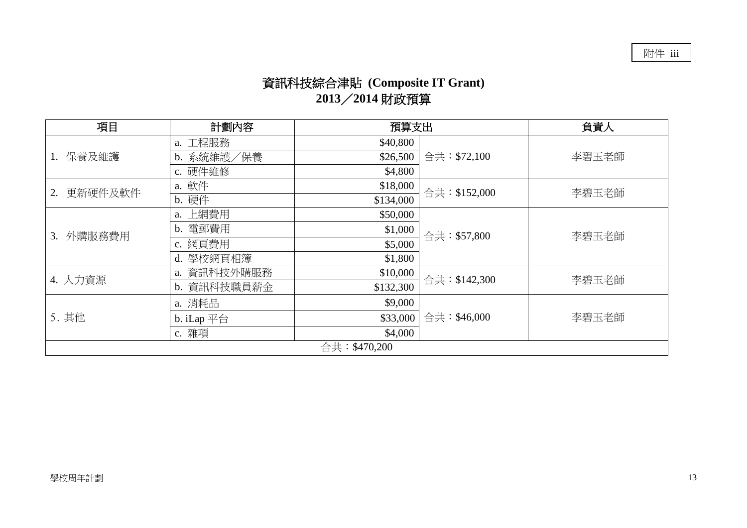附件 iii

# 資訊科技綜合津貼 (Composite IT Grant)
# 2013／2014 財政預算

| 項目 | 計劃內容 | 預算支出 | | 負責人 |
|---|---|---|---|---|
| 1. 保養及維護 | a. 工程服務 | $40,800 | 合共：$72,100 | 李碧玉老師 |
| | b. 系統維護／保養 | $26,500 | | |
| | c. 硬件維修 | $4,800 | | |
| 2. 更新硬件及軟件 | a. 軟件 | $18,000 | 合共：$152,000 | 李碧玉老師 |
| | b. 硬件 | $134,000 | | |
| 3. 外購服務費用 | a. 上網費用 | $50,000 | 合共：$57,800 | 李碧玉老師 |
| | b. 電郵費用 | $1,000 | | |
| | c. 網頁費用 | $5,000 | | |
| | d. 學校網頁相簿 | $1,800 | | |
| 4. 人力資源 | a. 資訊科技外購服務 | $10,000 | 合共：$142,300 | 李碧玉老師 |
| | b. 資訊科技職員薪金 | $132,300 | | |
| 5. 其他 | a. 消耗品 | $9,000 | 合共：$46,000 | 李碧玉老師 |
| | b. iLap 平台 | $33,000 | | |
| | c. 雜項 | $4,000 | | |
| 合共：$470,200 | | | | |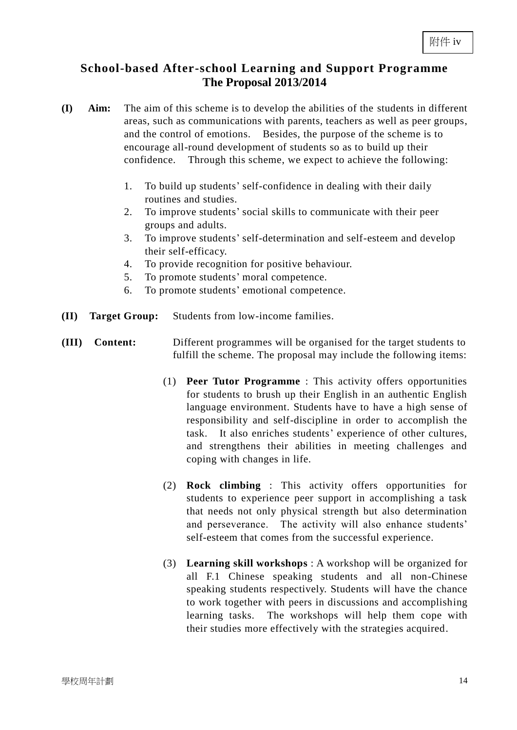附件 iv

## School-based After-school Learning and Support Programme
## The Proposal 2013/2014

**(I) Aim:** The aim of this scheme is to develop the abilities of the students in different areas, such as communications with parents, teachers as well as peer groups, and the control of emotions. Besides, the purpose of the scheme is to encourage all-round development of students so as to build up their confidence. Through this scheme, we expect to achieve the following:

1. To build up students' self-confidence in dealing with their daily routines and studies.
2. To improve students' social skills to communicate with their peer groups and adults.
3. To improve students' self-determination and self-esteem and develop their self-efficacy.
4. To provide recognition for positive behaviour.
5. To promote students' moral competence.
6. To promote students' emotional competence.

**(II) Target Group:** Students from low-income families.

**(III) Content:** Different programmes will be organised for the target students to fulfill the scheme. The proposal may include the following items:

(1) **Peer Tutor Programme** : This activity offers opportunities for students to brush up their English in an authentic English language environment. Students have to have a high sense of responsibility and self-discipline in order to accomplish the task. It also enriches students' experience of other cultures, and strengthens their abilities in meeting challenges and coping with changes in life.

(2) **Rock climbing** : This activity offers opportunities for students to experience peer support in accomplishing a task that needs not only physical strength but also determination and perseverance. The activity will also enhance students' self-esteem that comes from the successful experience.

(3) **Learning skill workshops** : A workshop will be organized for all F.1 Chinese speaking students and all non-Chinese speaking students respectively. Students will have the chance to work together with peers in discussions and accomplishing learning tasks. The workshops will help them cope with their studies more effectively with the strategies acquired.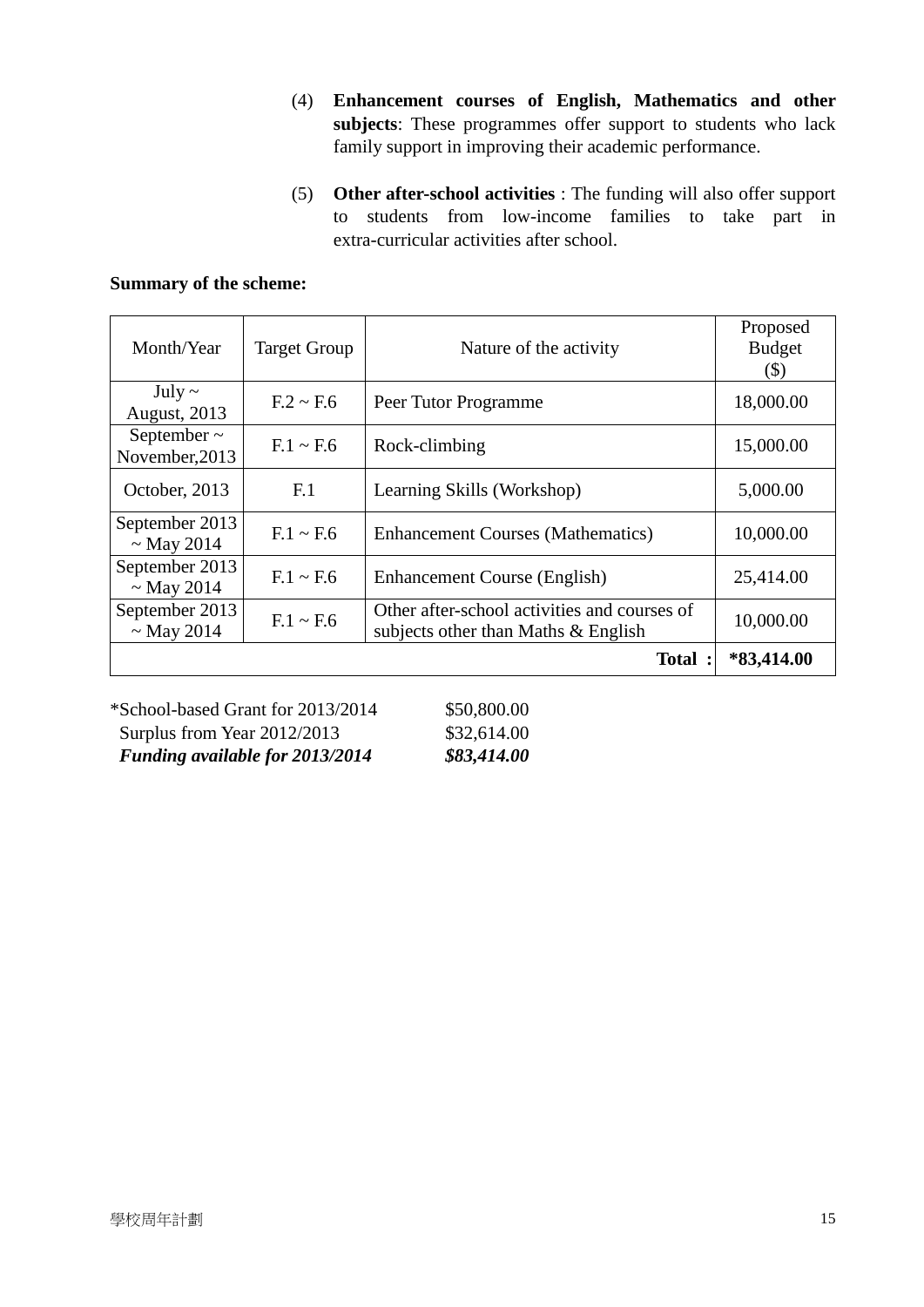(4) **Enhancement courses of English, Mathematics and other subjects**: These programmes offer support to students who lack family support in improving their academic performance.

(5) **Other after-school activities** : The funding will also offer support to students from low-income families to take part in extra-curricular activities after school.

**Summary of the scheme:**

| Month/Year | Target Group | Nature of the activity | Proposed Budget ($) |
|---|---|---|---|
| July ~ August, 2013 | F.2 ~ F.6 | Peer Tutor Programme | 18,000.00 |
| September ~ November,2013 | F.1 ~ F.6 | Rock-climbing | 15,000.00 |
| October, 2013 | F.1 | Learning Skills (Workshop) | 5,000.00 |
| September 2013 ~ May 2014 | F.1 ~ F.6 | Enhancement Courses (Mathematics) | 10,000.00 |
| September 2013 ~ May 2014 | F.1 ~ F.6 | Enhancement Course (English) | 25,414.00 |
| September 2013 ~ May 2014 | F.1 ~ F.6 | Other after-school activities and courses of subjects other than Maths & English | 10,000.00 |
| | | **Total :** | ***83,414.00** |

| | |
|---|---|
| *School-based Grant for 2013/2014 | $50,800.00 |
| Surplus from Year 2012/2013 | $32,614.00 |
| ***Funding available for 2013/2014*** | ***$83,414.00*** |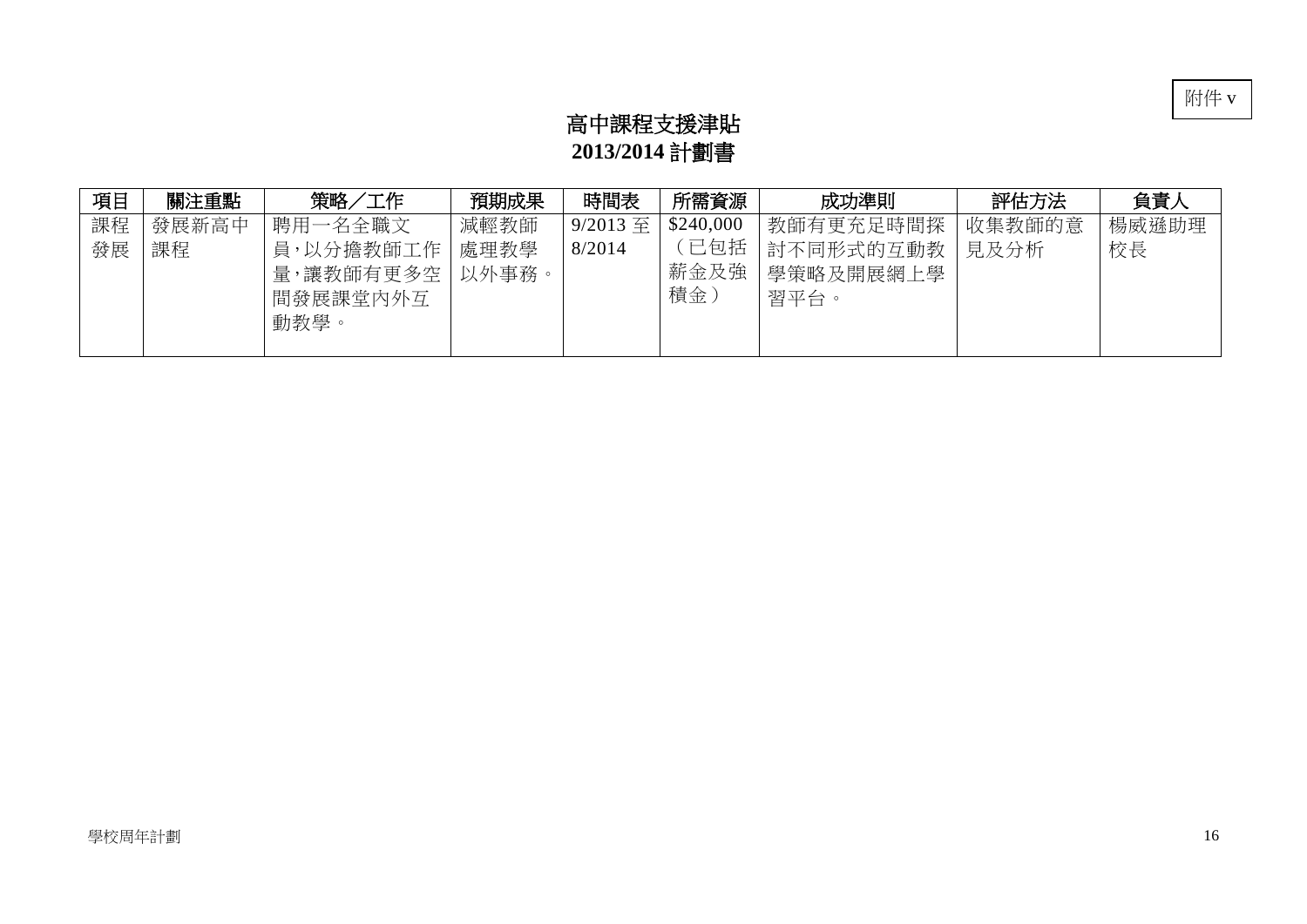附件 v

# 高中課程支援津貼
## 2013/2014 計劃書

| 項目 | 關注重點 | 策略／工作 | 預期成果 | 時間表 | 所需資源 | 成功準則 | 評估方法 | 負責人 |
|---|---|---|---|---|---|---|---|---|
| 課程發展 | 發展新高中課程 | 聘用一名全職文員,以分擔教師工作量,讓教師有更多空間發展課堂內外互動教學。 | 減輕教師處理教學以外事務。 | 9/2013 至 8/2014 | $240,000（已包括薪金及強積金） | 教師有更充足時間探討不同形式的互動教學策略及開展網上學習平台。 | 收集教師的意見及分析 | 楊威遜助理校長 |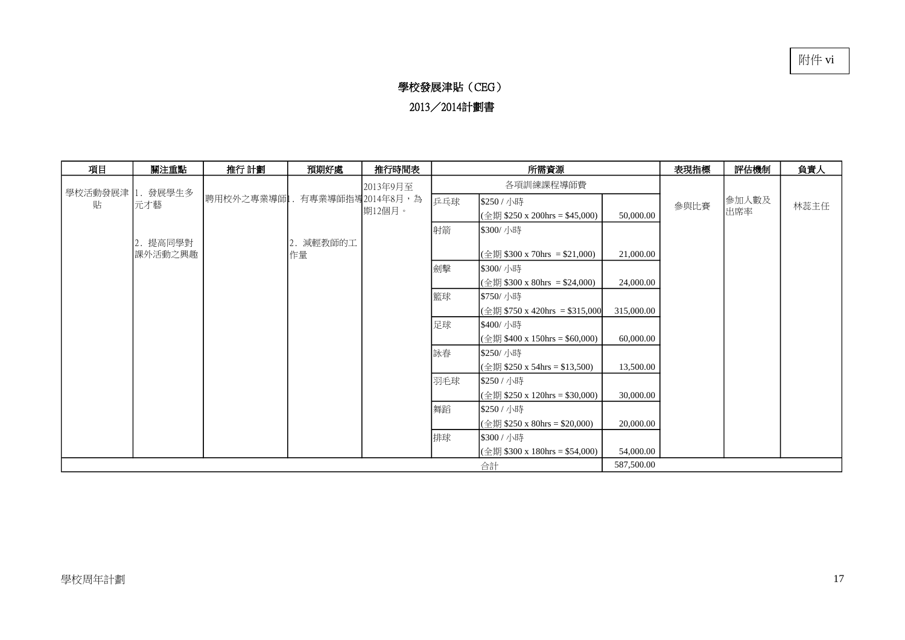附件 vi

# 學校發展津貼（CEG）

## 2013／2014計劃書

| 項目 | 關注重點 | 推行 計劃 | 預期好處 | 推行時間表 | 所需資源 | | | 表現指標 | 評估機制 | 負責人 |
|---|---|---|---|---|---|---|---|---|---|---|
| 學校活動發展津貼 | 1. 發展學生多元才藝<br><br>2. 提高同學對課外活動之興趣 | 聘用校外之專業導師 | 1. 有專業導師指導<br><br>2. 減輕教師的工作量 | 2013年9月至2014年8月，為期12個月。 | 各項訓練課程導師費 | | | 參與比賽 | 參加人數及出席率 | 林蕊主任 |
| | | | | | 乒乓球 | \$250 / 小時<br>(全期 \$250 x 200hrs = \$45,000) | 50,000.00 | | | |
| | | | | | 射箭 | \$300/ 小時<br>(全期 \$300 x 70hrs = \$21,000) | 21,000.00 | | | |
| | | | | | 劍擊 | \$300/ 小時<br>(全期 \$300 x 80hrs = \$24,000) | 24,000.00 | | | |
| | | | | | 籃球 | \$750/ 小時<br>(全期 \$750 x 420hrs = \$315,000 | 315,000.00 | | | |
| | | | | | 足球 | \$400/ 小時<br>(全期 \$400 x 150hrs = \$60,000) | 60,000.00 | | | |
| | | | | | 詠春 | \$250/ 小時<br>(全期 \$250 x 54hrs = \$13,500) | 13,500.00 | | | |
| | | | | | 羽毛球 | \$250 / 小時<br>(全期 \$250 x 120hrs = \$30,000) | 30,000.00 | | | |
| | | | | | 舞蹈 | \$250 / 小時<br>(全期 \$250 x 80hrs = \$20,000) | 20,000.00 | | | |
| | | | | | 排球 | \$300 / 小時<br>(全期 \$300 x 180hrs = \$54,000) | 54,000.00 | | | |
| | | | | | | 合計 | 587,500.00 | | | |

學校周年計劃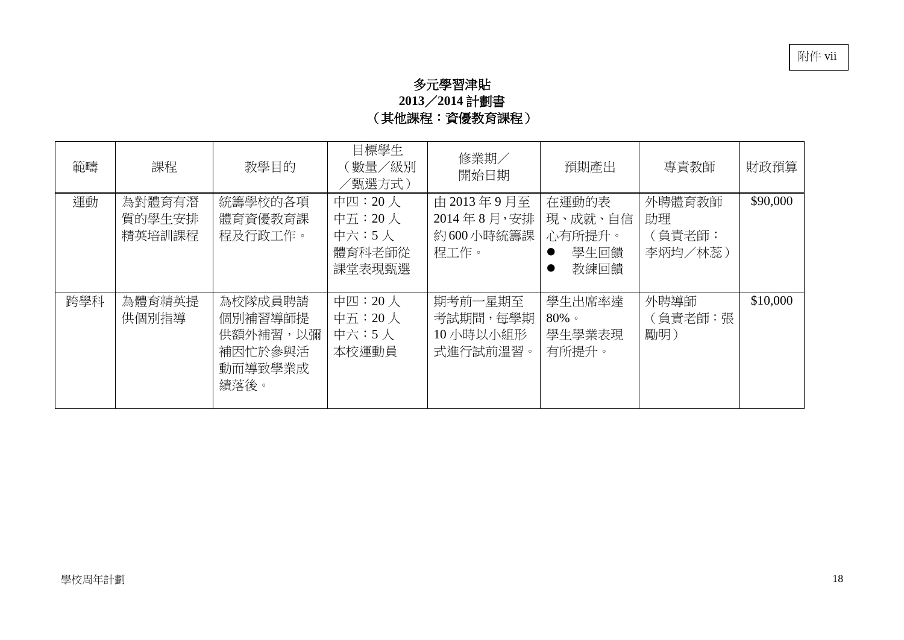附件 vii

# 多元學習津貼
## 2013／2014 計劃書
## （其他課程：資優教育課程）

| 範疇 | 課程 | 教學目的 | 目標學生（數量／級別／甄選方式） | 修業期／開始日期 | 預期產出 | 專責教師 | 財政預算 |
|---|---|---|---|---|---|---|---|
| 運動 | 為對體育有潛質的學生安排精英培訓課程 | 統籌學校的各項體育資優教育課程及行政工作。 | 中四：20 人<br>中五：20 人<br>中六：5 人<br>體育科老師從課堂表現甄選 | 由 2013 年 9 月至 2014 年 8 月，安排約 600 小時統籌課程工作。 | 在運動的表現、成就、自信心有所提升。<br>● 學生回饋<br>● 教練回饋 | 外聘體育教師助理<br>（負責老師：李炳均／林蕊） | $90,000 |
| 跨學科 | 為體育精英提供個別指導 | 為校隊成員聘請個別補習導師提供額外補習，以彌補因忙於參與活動而導致學業成績落後。 | 中四：20 人<br>中五：20 人<br>中六：5 人<br>本校運動員 | 期考前一星期至考試期間，每學期 10 小時以小組形式進行試前溫習。 | 學生出席率達 80%。<br>學生學業表現有所提升。 | 外聘導師<br>（負責老師：張勵明） | $10,000 |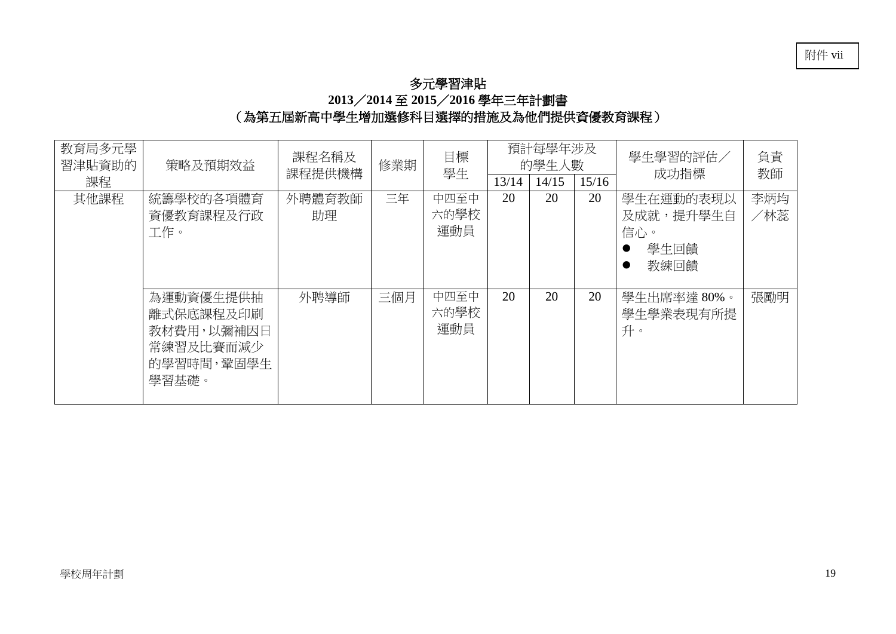附件 vii

# 多元學習津貼

## 2013／2014 至 2015／2016 學年三年計劃書

## （為第五屆新高中學生增加選修科目選擇的措施及為他們提供資優教育課程）

| 教育局多元學習津貼資助的課程 | 策略及預期效益 | 課程名稱及課程提供機構 | 修業期 | 目標學生 | 預計每學年涉及的學生人數 | | | 學生學習的評估／成功指標 | 負責教師 |
|---|---|---|---|---|---|---|---|---|---|
| | | | | | 13/14 | 14/15 | 15/16 | | |
| 其他課程 | 統籌學校的各項體育資優教育課程及行政工作。 | 外聘體育教師助理 | 三年 | 中四至中六的學校運動員 | 20 | 20 | 20 | 學生在運動的表現以及成就，提升學生自信心。<br>● 學生回饋<br>● 教練回饋 | 李炳均／林蕊 |
| | 為運動資優生提供抽離式保底課程及印刷教材費用，以彌補因日常練習及比賽而減少的學習時間，鞏固學生學習基礎。 | 外聘導師 | 三個月 | 中四至中六的學校運動員 | 20 | 20 | 20 | 學生出席率達 80%。學生學業表現有所提升。 | 張勵明 |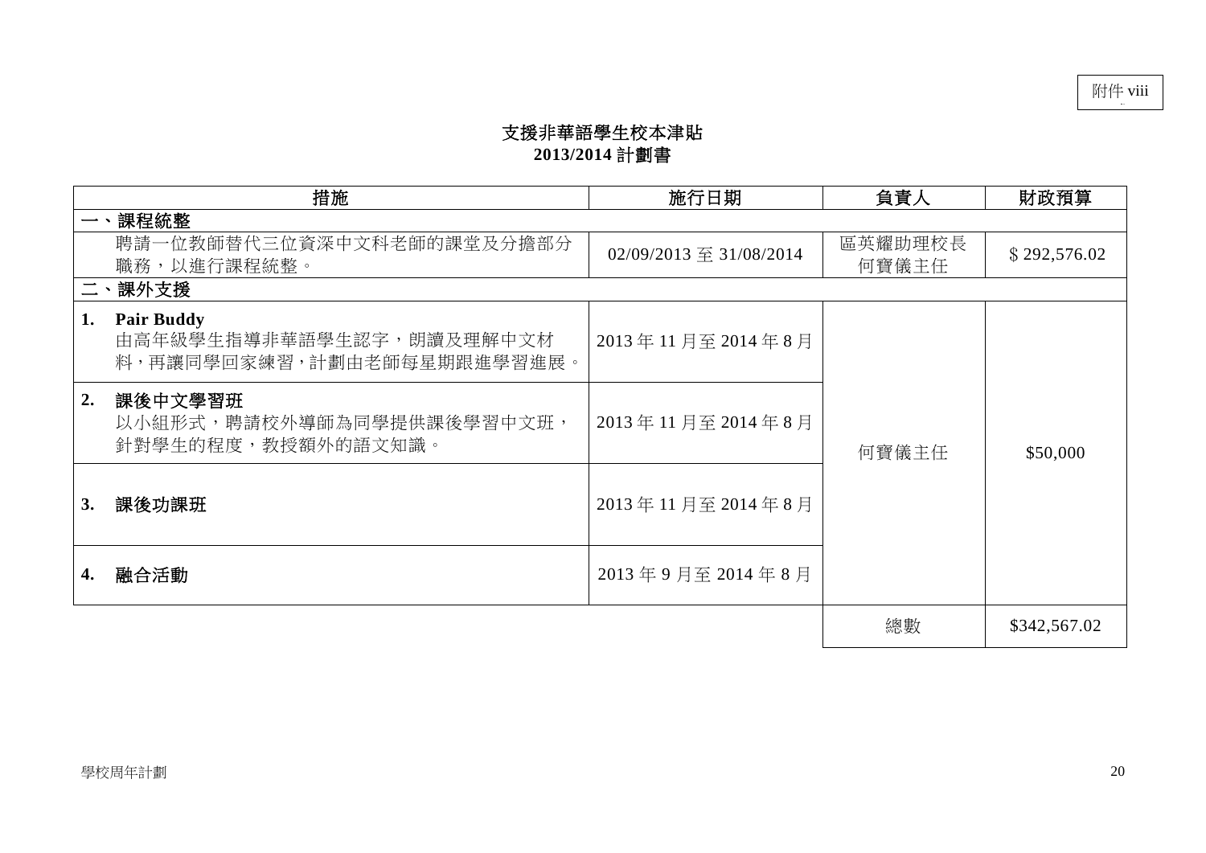附件 viii

# 支援非華語學生校本津貼
# 2013/2014 計劃書

| 措施 | 施行日期 | 負責人 | 財政預算 |
|---|---|---|---|
| **一、課程統整** | | | |
| 聘請一位教師替代三位資深中文科老師的課堂及分擔部分職務，以進行課程統整。 | 02/09/2013 至 31/08/2014 | 區英耀助理校長<br>何寶儀主任 | $ 292,576.02 |
| **二、課外支援** | | | |
| **1. Pair Buddy**<br>由高年級學生指導非華語學生認字，朗讀及理解中文材料，再讓同學回家練習，計劃由老師每星期跟進學習進展。 | 2013 年 11 月至 2014 年 8 月 | 何寶儀主任 | $50,000 |
| **2. 課後中文學習班**<br>以小組形式，聘請校外導師為同學提供課後學習中文班，針對學生的程度，教授額外的語文知識。 | 2013 年 11 月至 2014 年 8 月 | | |
| **3. 課後功課班** | 2013 年 11 月至 2014 年 8 月 | | |
| **4. 融合活動** | 2013 年 9 月至 2014 年 8 月 | | |
| | | 總數 | $342,567.02 |